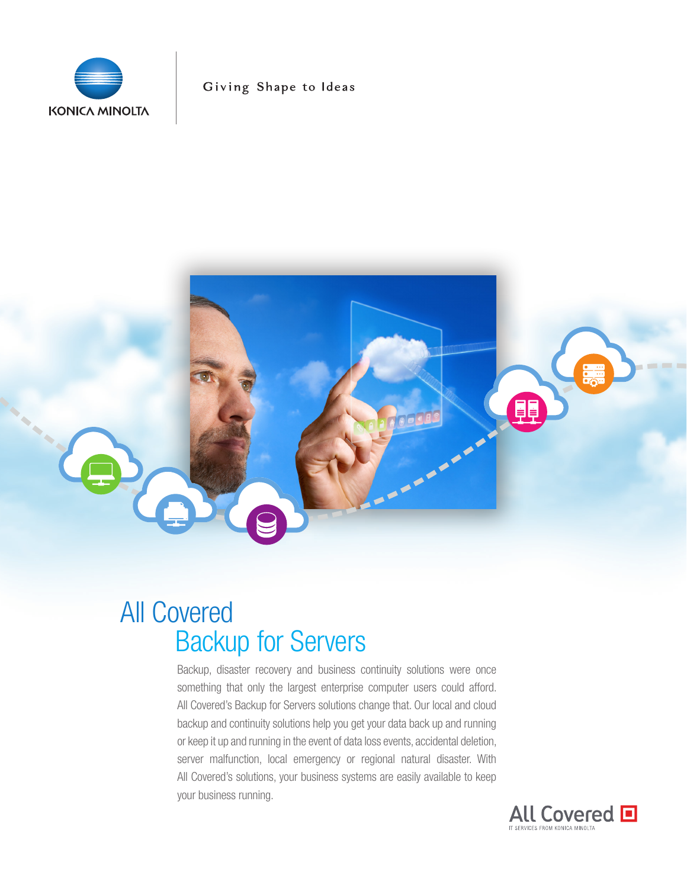KONICA MINOLTA

Giving Shape to Ideas

# All Covered Backup for Servers

Backup, disaster recovery and business continuity solutions were once something that only the largest enterprise computer users could afford. All Covered's Backup for Servers solutions change that. Our local and cloud backup and continuity solutions help you get your data back up and running or keep it up and running in the event of data loss events, accidental deletion, server malfunction, local emergency or regional natural disaster. With All Covered's solutions, your business systems are easily available to keep your business running.

All Covered
IT SERVICES FROM KONICA MINOLTA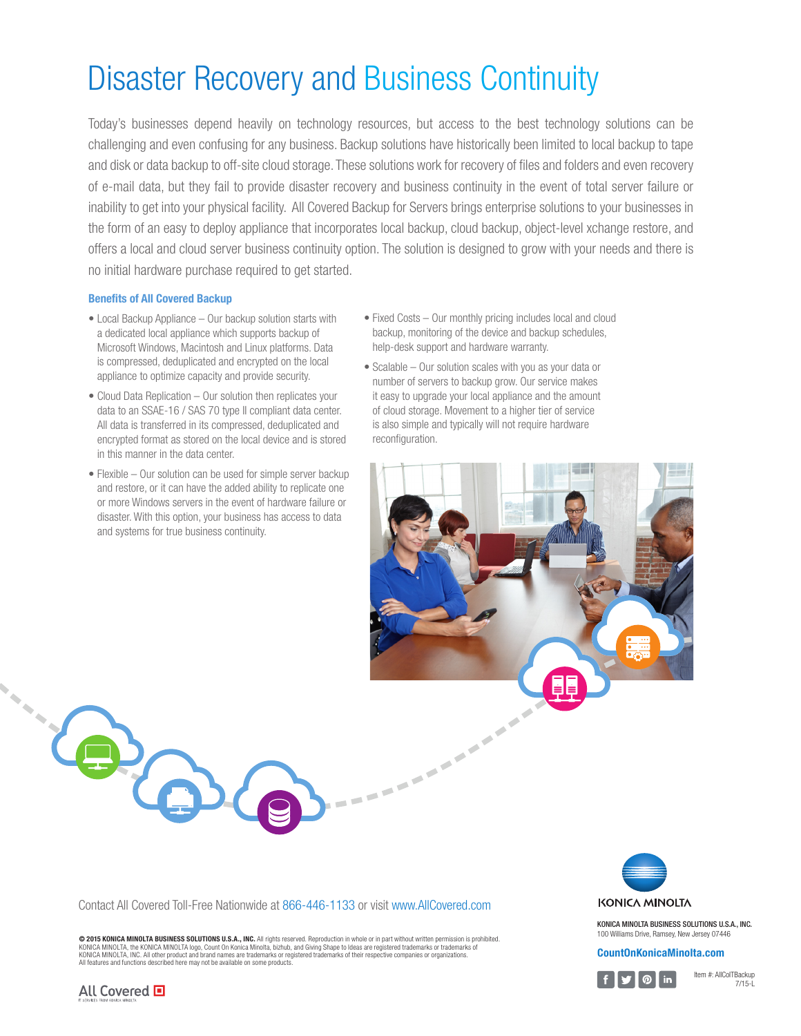# Disaster Recovery and Business Continuity

Today's businesses depend heavily on technology resources, but access to the best technology solutions can be challenging and even confusing for any business. Backup solutions have historically been limited to local backup to tape and disk or data backup to off-site cloud storage. These solutions work for recovery of files and folders and even recovery of e-mail data, but they fail to provide disaster recovery and business continuity in the event of total server failure or inability to get into your physical facility. All Covered Backup for Servers brings enterprise solutions to your businesses in the form of an easy to deploy appliance that incorporates local backup, cloud backup, object-level xchange restore, and offers a local and cloud server business continuity option. The solution is designed to grow with your needs and there is no initial hardware purchase required to get started.

### Benefits of All Covered Backup

- Local Backup Appliance – Our backup solution starts with a dedicated local appliance which supports backup of Microsoft Windows, Macintosh and Linux platforms. Data is compressed, deduplicated and encrypted on the local appliance to optimize capacity and provide security.
- Cloud Data Replication – Our solution then replicates your data to an SSAE-16 / SAS 70 type II compliant data center. All data is transferred in its compressed, deduplicated and encrypted format as stored on the local device and is stored in this manner in the data center.
- Flexible – Our solution can be used for simple server backup and restore, or it can have the added ability to replicate one or more Windows servers in the event of hardware failure or disaster. With this option, your business has access to data and systems for true business continuity.
- Fixed Costs – Our monthly pricing includes local and cloud backup, monitoring of the device and backup schedules, help-desk support and hardware warranty.
- Scalable – Our solution scales with you as your data or number of servers to backup grow. Our service makes it easy to upgrade your local appliance and the amount of cloud storage. Movement to a higher tier of service is also simple and typically will not require hardware reconfiguration.

Contact All Covered Toll-Free Nationwide at 866-446-1133 or visit www.AllCovered.com

**© 2015 KONICA MINOLTA BUSINESS SOLUTIONS U.S.A., INC.** All rights reserved. Reproduction in whole or in part without written permission is prohibited. KONICA MINOLTA, the KONICA MINOLTA logo, Count On Konica Minolta, bizhub, and Giving Shape to Ideas are registered trademarks or trademarks of KONICA MINOLTA, INC. All other product and brand names are trademarks or registered trademarks of their respective companies or organizations. All features and functions described here may not be available on some products.

All Covered
IT SERVICES FROM KONICA MINOLTA

KONICA MINOLTA

**KONICA MINOLTA BUSINESS SOLUTIONS U.S.A., INC.**
100 Williams Drive, Ramsey, New Jersey 07446

**CountOnKonicaMinolta.com**

Item #: AllCoITBackup
7/15-L